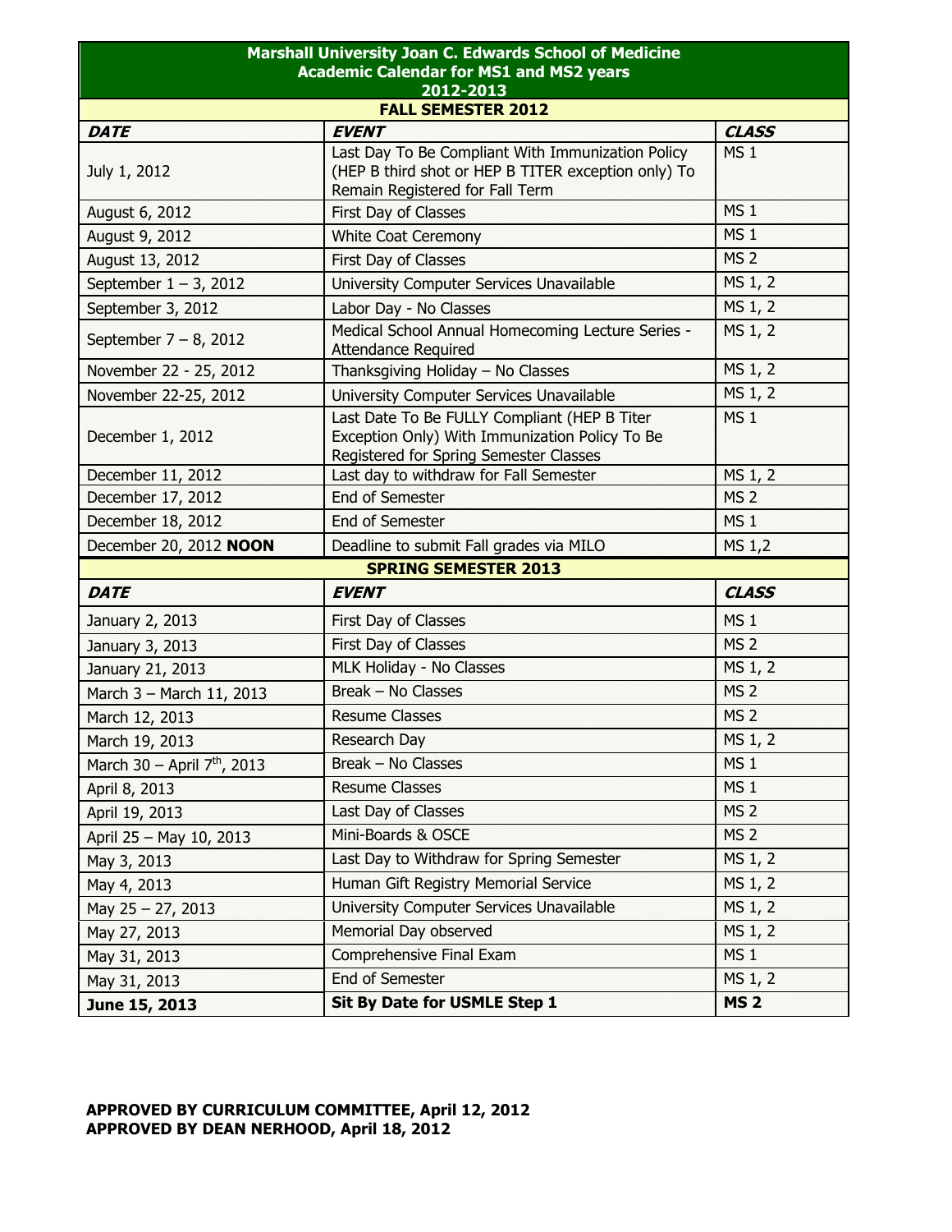# Marshall University Joan C. Edwards School of Medicine
## Academic Calendar for MS1 and MS2 years
## 2012-2013

### FALL SEMESTER 2012

| ***DATE*** | ***EVENT*** | ***CLASS*** |
|---|---|---|
| July 1, 2012 | Last Day To Be Compliant With Immunization Policy (HEP B third shot or HEP B TITER exception only) To Remain Registered for Fall Term | MS 1 |
| August 6, 2012 | First Day of Classes | MS 1 |
| August 9, 2012 | White Coat Ceremony | MS 1 |
| August 13, 2012 | First Day of Classes | MS 2 |
| September 1 – 3, 2012 | University Computer Services Unavailable | MS 1, 2 |
| September 3, 2012 | Labor Day - No Classes | MS 1, 2 |
| September 7 – 8, 2012 | Medical School Annual Homecoming Lecture Series - Attendance Required | MS 1, 2 |
| November 22 - 25, 2012 | Thanksgiving Holiday – No Classes | MS 1, 2 |
| November 22-25, 2012 | University Computer Services Unavailable | MS 1, 2 |
| December 1, 2012 | Last Date To Be FULLY Compliant (HEP B Titer Exception Only) With Immunization Policy To Be Registered for Spring Semester Classes | MS 1 |
| December 11, 2012 | Last day to withdraw for Fall Semester | MS 1, 2 |
| December 17, 2012 | End of Semester | MS 2 |
| December 18, 2012 | End of Semester | MS 1 |
| December 20, 2012 **NOON** | Deadline to submit Fall grades via MILO | MS 1,2 |

### SPRING SEMESTER 2013

| ***DATE*** | ***EVENT*** | ***CLASS*** |
|---|---|---|
| January 2, 2013 | First Day of Classes | MS 1 |
| January 3, 2013 | First Day of Classes | MS 2 |
| January 21, 2013 | MLK Holiday - No Classes | MS 1, 2 |
| March 3 – March 11, 2013 | Break – No Classes | MS 2 |
| March 12, 2013 | Resume Classes | MS 2 |
| March 19, 2013 | Research Day | MS 1, 2 |
| March 30 – April 7th, 2013 | Break – No Classes | MS 1 |
| April 8, 2013 | Resume Classes | MS 1 |
| April 19, 2013 | Last Day of Classes | MS 2 |
| April 25 – May 10, 2013 | Mini-Boards & OSCE | MS 2 |
| May 3, 2013 | Last Day to Withdraw for Spring Semester | MS 1, 2 |
| May 4, 2013 | Human Gift Registry Memorial Service | MS 1, 2 |
| May 25 – 27, 2013 | University Computer Services Unavailable | MS 1, 2 |
| May 27, 2013 | Memorial Day observed | MS 1, 2 |
| May 31, 2013 | Comprehensive Final Exam | MS 1 |
| May 31, 2013 | End of Semester | MS 1, 2 |
| **June 15, 2013** | **Sit By Date for USMLE Step 1** | **MS 2** |

**APPROVED BY CURRICULUM COMMITTEE, April 12, 2012**
**APPROVED BY DEAN NERHOOD, April 18, 2012**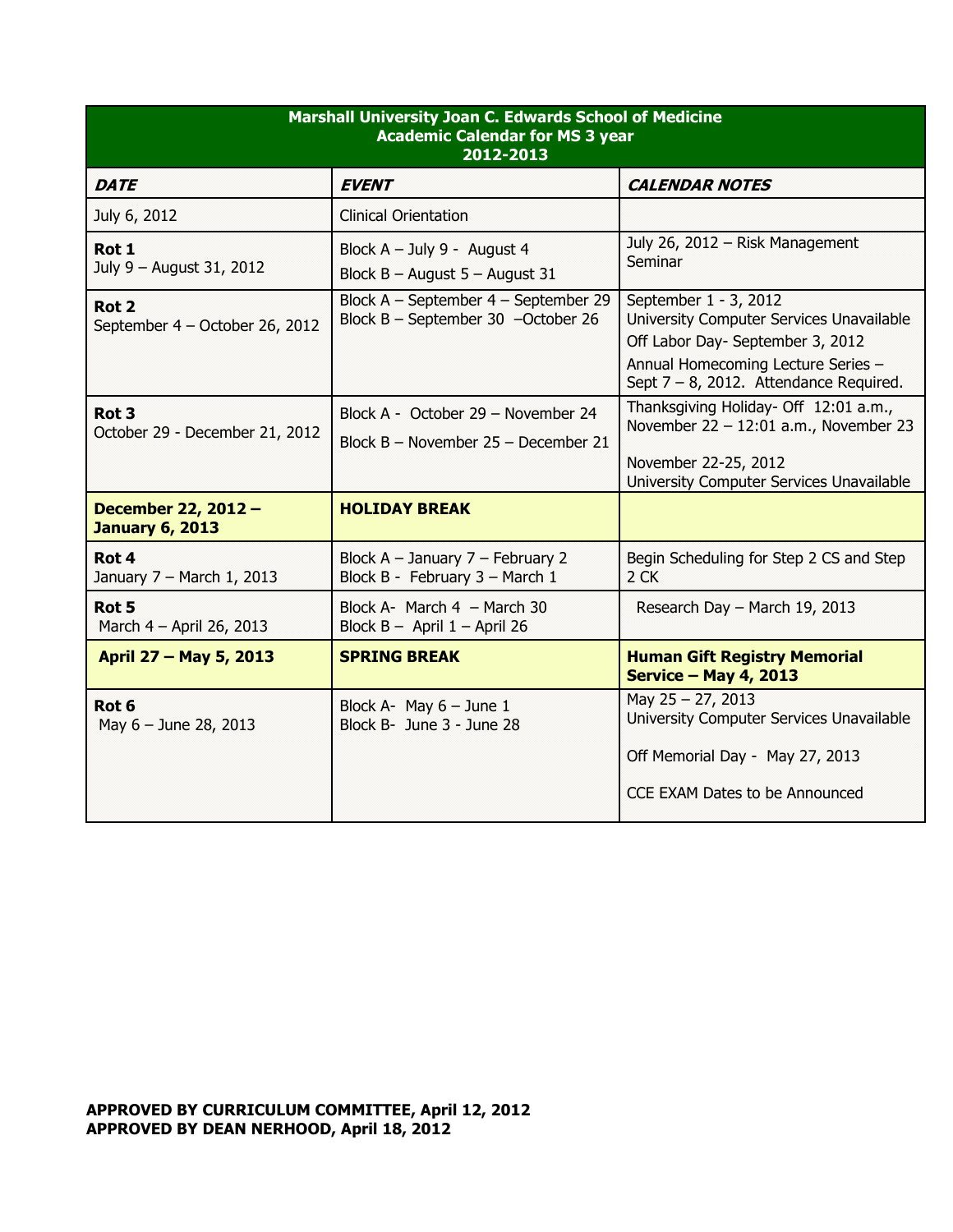| **Marshall University Joan C. Edwards School of Medicine<br>Academic Calendar for MS 3 year<br>2012-2013** | | |
|---|---|---|
| ***DATE*** | ***EVENT*** | ***CALENDAR NOTES*** |
| July 6, 2012 | Clinical Orientation | |
| **Rot 1**<br>July 9 – August 31, 2012 | Block A – July 9 - August 4<br>Block B – August 5 – August 31 | July 26, 2012 – Risk Management Seminar |
| **Rot 2**<br>September 4 – October 26, 2012 | Block A – September 4 – September 29<br>Block B – September 30 –October 26 | September 1 - 3, 2012<br>University Computer Services Unavailable<br>Off Labor Day- September 3, 2012<br>Annual Homecoming Lecture Series – Sept 7 – 8, 2012. Attendance Required. |
| **Rot 3**<br>October 29 - December 21, 2012 | Block A - October 29 – November 24<br>Block B – November 25 – December 21 | Thanksgiving Holiday- Off 12:01 a.m., November 22 – 12:01 a.m., November 23<br>November 22-25, 2012<br>University Computer Services Unavailable |
| **December 22, 2012 – January 6, 2013** | **HOLIDAY BREAK** | |
| **Rot 4**<br>January 7 – March 1, 2013 | Block A – January 7 – February 2<br>Block B - February 3 – March 1 | Begin Scheduling for Step 2 CS and Step 2 CK |
| **Rot 5**<br>March 4 – April 26, 2013 | Block A- March 4 – March 30<br>Block B – April 1 – April 26 | Research Day – March 19, 2013 |
| **April 27 – May 5, 2013** | **SPRING BREAK** | **Human Gift Registry Memorial Service – May 4, 2013** |
| **Rot 6**<br>May 6 – June 28, 2013 | Block A- May 6 – June 1<br>Block B- June 3 - June 28 | May 25 – 27, 2013<br>University Computer Services Unavailable<br>Off Memorial Day - May 27, 2013<br>CCE EXAM Dates to be Announced |

**APPROVED BY CURRICULUM COMMITTEE, April 12, 2012**
**APPROVED BY DEAN NERHOOD, April 18, 2012**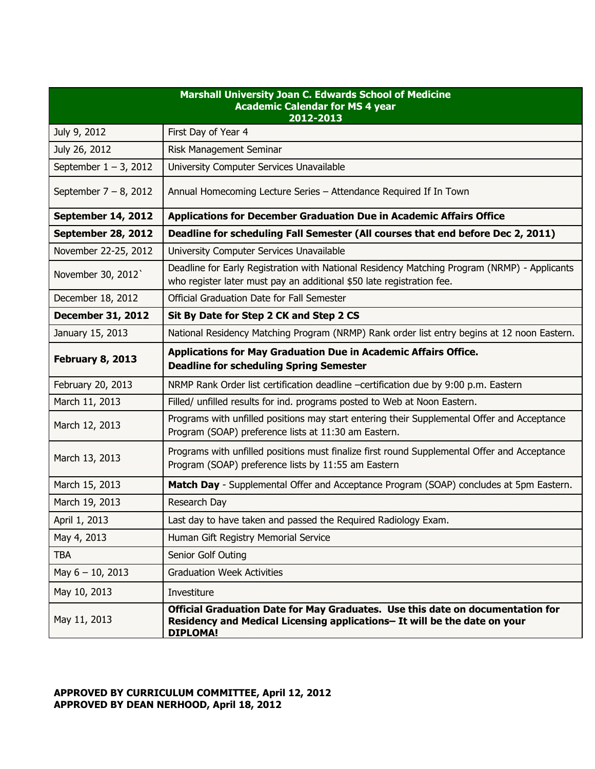| Marshall University Joan C. Edwards School of Medicine<br>Academic Calendar for MS 4 year<br>2012-2013 | |
|---|---|
| July 9, 2012 | First Day of Year 4 |
| July 26, 2012 | Risk Management Seminar |
| September 1 – 3, 2012 | University Computer Services Unavailable |
| September 7 – 8, 2012 | Annual Homecoming Lecture Series – Attendance Required If In Town |
| **September 14, 2012** | **Applications for December Graduation Due in Academic Affairs Office** |
| **September 28, 2012** | **Deadline for scheduling Fall Semester (All courses that end before Dec 2, 2011)** |
| November 22-25, 2012 | University Computer Services Unavailable |
| November 30, 2012` | Deadline for Early Registration with National Residency Matching Program (NRMP) - Applicants who register later must pay an additional $50 late registration fee. |
| December 18, 2012 | Official Graduation Date for Fall Semester |
| **December 31, 2012** | **Sit By Date for Step 2 CK and Step 2 CS** |
| January 15, 2013 | National Residency Matching Program (NRMP) Rank order list entry begins at 12 noon Eastern. |
| **February 8, 2013** | **Applications for May Graduation Due in Academic Affairs Office.**<br>**Deadline for scheduling Spring Semester** |
| February 20, 2013 | NRMP Rank Order list certification deadline –certification due by 9:00 p.m. Eastern |
| March 11, 2013 | Filled/ unfilled results for ind. programs posted to Web at Noon Eastern. |
| March 12, 2013 | Programs with unfilled positions may start entering their Supplemental Offer and Acceptance Program (SOAP) preference lists at 11:30 am Eastern. |
| March 13, 2013 | Programs with unfilled positions must finalize first round Supplemental Offer and Acceptance Program (SOAP) preference lists by 11:55 am Eastern |
| March 15, 2013 | **Match Day** - Supplemental Offer and Acceptance Program (SOAP) concludes at 5pm Eastern. |
| March 19, 2013 | Research Day |
| April 1, 2013 | Last day to have taken and passed the Required Radiology Exam. |
| May 4, 2013 | Human Gift Registry Memorial Service |
| TBA | Senior Golf Outing |
| May 6 – 10, 2013 | Graduation Week Activities |
| May 10, 2013 | Investiture |
| May 11, 2013 | **Official Graduation Date for May Graduates. Use this date on documentation for Residency and Medical Licensing applications– It will be the date on your DIPLOMA!** |

**APPROVED BY CURRICULUM COMMITTEE, April 12, 2012**
**APPROVED BY DEAN NERHOOD, April 18, 2012**